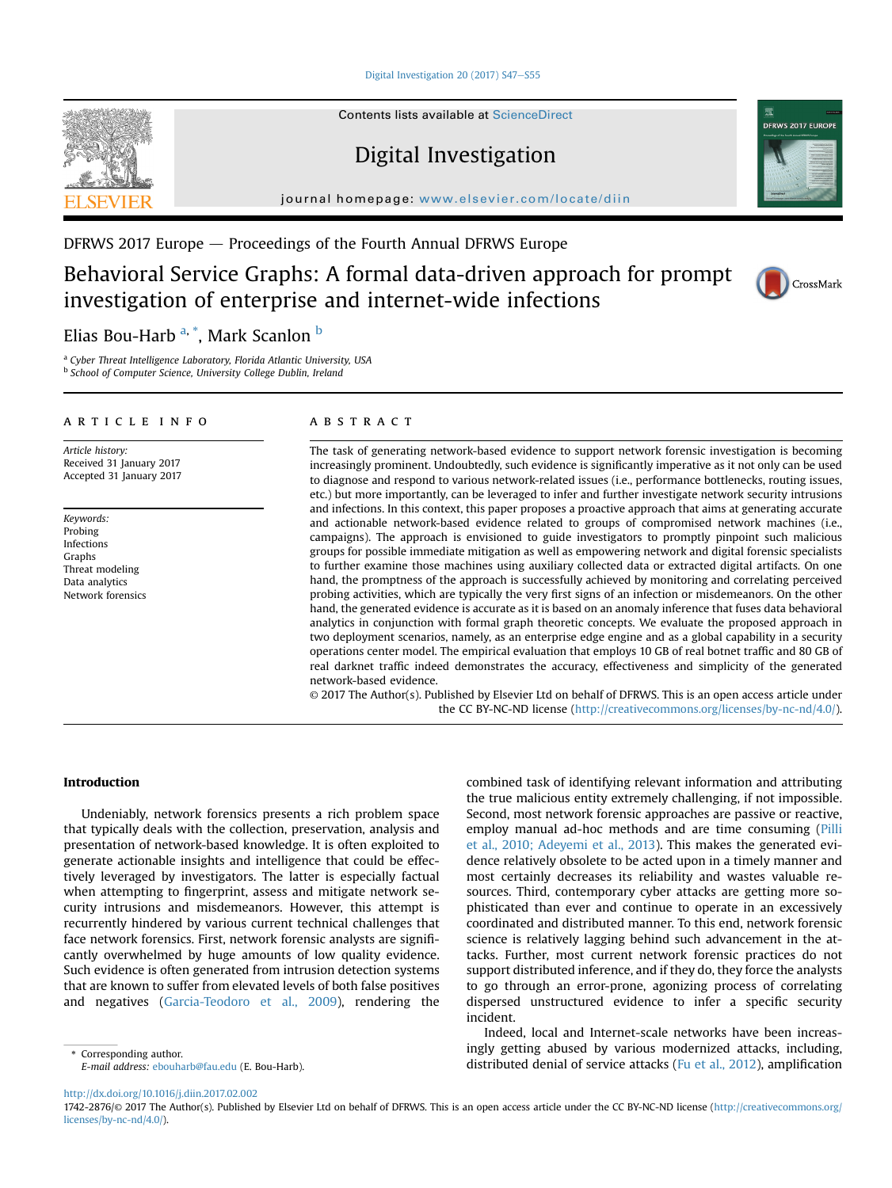DFRWS 2017 Europe — Proceedings of the Fourth Annual DFRWS Europe

# Behavioral Service Graphs: A formal data-driven approach for prompt investigation of enterprise and internet-wide infections

Elias Bou-Harb [a, *], Mark Scanlon [b]

[a] Cyber Threat Intelligence Laboratory, Florida Atlantic University, USA
[b] School of Computer Science, University College Dublin, Ireland

## ARTICLE INFO

*Article history:*
Received 31 January 2017
Accepted 31 January 2017

*Keywords:*
Probing
Infections
Graphs
Threat modeling
Data analytics
Network forensics

## ABSTRACT

The task of generating network-based evidence to support network forensic investigation is becoming increasingly prominent. Undoubtedly, such evidence is significantly imperative as it not only can be used to diagnose and respond to various network-related issues (i.e., performance bottlenecks, routing issues, etc.) but more importantly, can be leveraged to infer and further investigate network security intrusions and infections. In this context, this paper proposes a proactive approach that aims at generating accurate and actionable network-based evidence related to groups of compromised network machines (i.e., campaigns). The approach is envisioned to guide investigators to promptly pinpoint such malicious groups for possible immediate mitigation as well as empowering network and digital forensic specialists to further examine those machines using auxiliary collected data or extracted digital artifacts. On one hand, the promptness of the approach is successfully achieved by monitoring and correlating perceived probing activities, which are typically the very first signs of an infection or misdemeanors. On the other hand, the generated evidence is accurate as it is based on an anomaly inference that fuses data behavioral analytics in conjunction with formal graph theoretic concepts. We evaluate the proposed approach in two deployment scenarios, namely, as an enterprise edge engine and as a global capability in a security operations center model. The empirical evaluation that employs 10 GB of real botnet traffic and 80 GB of real darknet traffic indeed demonstrates the accuracy, effectiveness and simplicity of the generated network-based evidence.

© 2017 The Author(s). Published by Elsevier Ltd on behalf of DFRWS. This is an open access article under the CC BY-NC-ND license (http://creativecommons.org/licenses/by-nc-nd/4.0/).

## Introduction

Undeniably, network forensics presents a rich problem space that typically deals with the collection, preservation, analysis and presentation of network-based knowledge. It is often exploited to generate actionable insights and intelligence that could be effectively leveraged by investigators. The latter is especially factual when attempting to fingerprint, assess and mitigate network security intrusions and misdemeanors. However, this attempt is recurrently hindered by various current technical challenges that face network forensics. First, network forensic analysts are significantly overwhelmed by huge amounts of low quality evidence. Such evidence is often generated from intrusion detection systems that are known to suffer from elevated levels of both false positives and negatives (Garcia-Teodoro et al., 2009), rendering the combined task of identifying relevant information and attributing the true malicious entity extremely challenging, if not impossible. Second, most network forensic approaches are passive or reactive, employ manual ad-hoc methods and are time consuming (Pilli et al., 2010; Adeyemi et al., 2013). This makes the generated evidence relatively obsolete to be acted upon in a timely manner and most certainly decreases its reliability and wastes valuable resources. Third, contemporary cyber attacks are getting more sophisticated than ever and continue to operate in an excessively coordinated and distributed manner. To this end, network forensic science is relatively lagging behind such advancement in the attacks. Further, most current network forensic practices do not support distributed inference, and if they do, they force the analysts to go through an error-prone, agonizing process of correlating dispersed unstructured evidence to infer a specific security incident.

Indeed, local and Internet-scale networks have been increasingly getting abused by various modernized attacks, including, distributed denial of service attacks (Fu et al., 2012), amplification

* Corresponding author.
*E-mail address:* ebouharb@fau.edu (E. Bou-Harb).

http://dx.doi.org/10.1016/j.diin.2017.02.002
1742-2876/© 2017 The Author(s). Published by Elsevier Ltd on behalf of DFRWS. This is an open access article under the CC BY-NC-ND license (http://creativecommons.org/licenses/by-nc-nd/4.0/).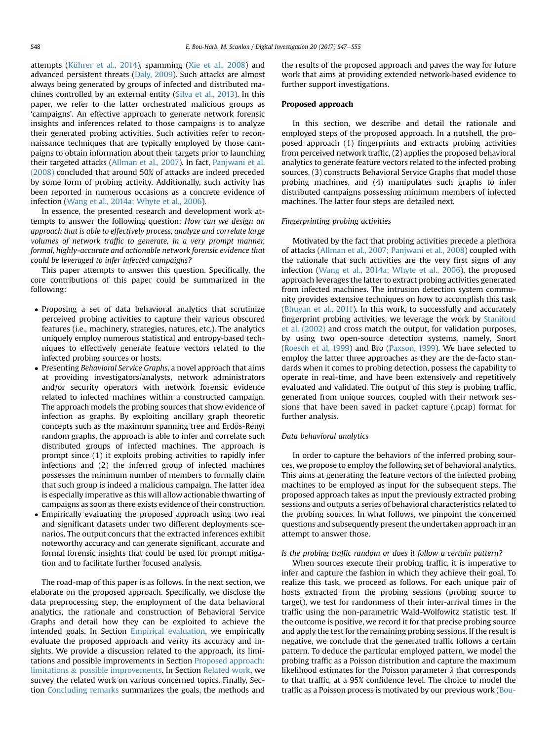attempts (Kührer et al., 2014), spamming (Xie et al., 2008) and advanced persistent threats (Daly, 2009). Such attacks are almost always being generated by groups of infected and distributed machines controlled by an external entity (Silva et al., 2013). In this paper, we refer to the latter orchestrated malicious groups as 'campaigns'. An effective approach to generate network forensic insights and inferences related to those campaigns is to analyze their generated probing activities. Such activities refer to reconnaissance techniques that are typically employed by those campaigns to obtain information about their targets prior to launching their targeted attacks (Allman et al., 2007). In fact, Panjwani et al. (2008) concluded that around 50% of attacks are indeed preceded by some form of probing activity. Additionally, such activity has been reported in numerous occasions as a concrete evidence of infection (Wang et al., 2014a; Whyte et al., 2006).

In essence, the presented research and development work attempts to answer the following question: *How can we design an approach that is able to effectively process, analyze and correlate large volumes of network traffic to generate, in a very prompt manner, formal, highly-accurate and actionable network forensic evidence that could be leveraged to infer infected campaigns?*

This paper attempts to answer this question. Specifically, the core contributions of this paper could be summarized in the following:

- Proposing a set of data behavioral analytics that scrutinize perceived probing activities to capture their various obscured features (i.e., machinery, strategies, natures, etc.). The analytics uniquely employ numerous statistical and entropy-based techniques to effectively generate feature vectors related to the infected probing sources or hosts.
- Presenting *Behavioral Service Graphs*, a novel approach that aims at providing investigators/analysts, network administrators and/or security operators with network forensic evidence related to infected machines within a constructed campaign. The approach models the probing sources that show evidence of infection as graphs. By exploiting ancillary graph theoretic concepts such as the maximum spanning tree and Erdős-Rényi random graphs, the approach is able to infer and correlate such distributed groups of infected machines. The approach is prompt since (1) it exploits probing activities to rapidly infer infections and (2) the inferred group of infected machines possesses the minimum number of members to formally claim that such group is indeed a malicious campaign. The latter idea is especially imperative as this will allow actionable thwarting of campaigns as soon as there exists evidence of their construction.
- Empirically evaluating the proposed approach using two real and significant datasets under two different deployments scenarios. The output concurs that the extracted inferences exhibit noteworthy accuracy and can generate significant, accurate and formal forensic insights that could be used for prompt mitigation and to facilitate further focused analysis.

The road-map of this paper is as follows. In the next section, we elaborate on the proposed approach. Specifically, we disclose the data preprocessing step, the employment of the data behavioral analytics, the rationale and construction of Behavioral Service Graphs and detail how they can be exploited to achieve the intended goals. In Section Empirical evaluation, we empirically evaluate the proposed approach and verity its accuracy and insights. We provide a discussion related to the approach, its limitations and possible improvements in Section Proposed approach: limitations & possible improvements. In Section Related work, we survey the related work on various concerned topics. Finally, Section Concluding remarks summarizes the goals, the methods and the results of the proposed approach and paves the way for future work that aims at providing extended network-based evidence to further support investigations.

## Proposed approach

In this section, we describe and detail the rationale and employed steps of the proposed approach. In a nutshell, the proposed approach (1) fingerprints and extracts probing activities from perceived network traffic, (2) applies the proposed behavioral analytics to generate feature vectors related to the infected probing sources, (3) constructs Behavioral Service Graphs that model those probing machines, and (4) manipulates such graphs to infer distributed campaigns possessing minimum members of infected machines. The latter four steps are detailed next.

### *Fingerprinting probing activities*

Motivated by the fact that probing activities precede a plethora of attacks (Allman et al., 2007; Panjwani et al., 2008) coupled with the rationale that such activities are the very first signs of any infection (Wang et al., 2014a; Whyte et al., 2006), the proposed approach leverages the latter to extract probing activities generated from infected machines. The intrusion detection system community provides extensive techniques on how to accomplish this task (Bhuyan et al., 2011). In this work, to successfully and accurately fingerprint probing activities, we leverage the work by Staniford et al. (2002) and cross match the output, for validation purposes, by using two open-source detection systems, namely, Snort (Roesch et al, 1999) and Bro (Paxson, 1999). We have selected to employ the latter three approaches as they are the de-facto standards when it comes to probing detection, possess the capability to operate in real-time, and have been extensively and repetitively evaluated and validated. The output of this step is probing traffic, generated from unique sources, coupled with their network sessions that have been saved in packet capture (.pcap) format for further analysis.

### *Data behavioral analytics*

In order to capture the behaviors of the inferred probing sources, we propose to employ the following set of behavioral analytics. This aims at generating the feature vectors of the infected probing machines to be employed as input for the subsequent steps. The proposed approach takes as input the previously extracted probing sessions and outputs a series of behavioral characteristics related to the probing sources. In what follows, we pinpoint the concerned questions and subsequently present the undertaken approach in an attempt to answer those.

#### *Is the probing traffic random or does it follow a certain pattern?*

When sources execute their probing traffic, it is imperative to infer and capture the fashion in which they achieve their goal. To realize this task, we proceed as follows. For each unique pair of hosts extracted from the probing sessions (probing source to target), we test for randomness of their inter-arrival times in the traffic using the non-parametric Wald-Wolfowitz statistic test. If the outcome is positive, we record it for that precise probing source and apply the test for the remaining probing sessions. If the result is negative, we conclude that the generated traffic follows a certain pattern. To deduce the particular employed pattern, we model the probing traffic as a Poisson distribution and capture the maximum likelihood estimates for the Poisson parameter $\lambda$ that corresponds to that traffic, at a 95% confidence level. The choice to model the traffic as a Poisson process is motivated by our previous work (Bou-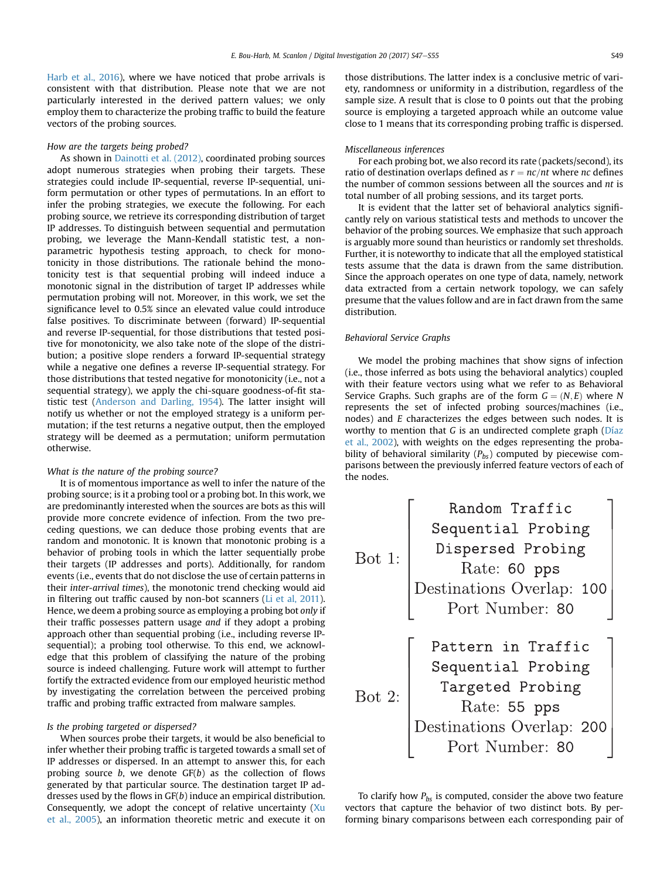Harb et al., 2016), where we have noticed that probe arrivals is consistent with that distribution. Please note that we are not particularly interested in the derived pattern values; we only employ them to characterize the probing traffic to build the feature vectors of the probing sources.

*How are the targets being probed?*

As shown in Dainotti et al. (2012), coordinated probing sources adopt numerous strategies when probing their targets. These strategies could include IP-sequential, reverse IP-sequential, uniform permutation or other types of permutations. In an effort to infer the probing strategies, we execute the following. For each probing source, we retrieve its corresponding distribution of target IP addresses. To distinguish between sequential and permutation probing, we leverage the Mann-Kendall statistic test, a non-parametric hypothesis testing approach, to check for monotonicity in those distributions. The rationale behind the monotonicity test is that sequential probing will indeed induce a monotonic signal in the distribution of target IP addresses while permutation probing will not. Moreover, in this work, we set the significance level to 0.5% since an elevated value could introduce false positives. To discriminate between (forward) IP-sequential and reverse IP-sequential, for those distributions that tested positive for monotonicity, we also take note of the slope of the distribution; a positive slope renders a forward IP-sequential strategy while a negative one defines a reverse IP-sequential strategy. For those distributions that tested negative for monotonicity (i.e., not a sequential strategy), we apply the chi-square goodness-of-fit statistic test (Anderson and Darling, 1954). The latter insight will notify us whether or not the employed strategy is a uniform permutation; if the test returns a negative output, then the employed strategy will be deemed as a permutation; uniform permutation otherwise.

*What is the nature of the probing source?*

It is of momentous importance as well to infer the nature of the probing source; is it a probing tool or a probing bot. In this work, we are predominantly interested when the sources are bots as this will provide more concrete evidence of infection. From the two preceding questions, we can deduce those probing events that are random and monotonic. It is known that monotonic probing is a behavior of probing tools in which the latter sequentially probe their targets (IP addresses and ports). Additionally, for random events (i.e., events that do not disclose the use of certain patterns in their *inter-arrival times*), the monotonic trend checking would aid in filtering out traffic caused by non-bot scanners (Li et al, 2011). Hence, we deem a probing source as employing a probing bot *only* if their traffic possesses pattern usage *and* if they adopt a probing approach other than sequential probing (i.e., including reverse IP-sequential); a probing tool otherwise. To this end, we acknowledge that this problem of classifying the nature of the probing source is indeed challenging. Future work will attempt to further fortify the extracted evidence from our employed heuristic method by investigating the correlation between the perceived probing traffic and probing traffic extracted from malware samples.

*Is the probing targeted or dispersed?*

When sources probe their targets, it would be also beneficial to infer whether their probing traffic is targeted towards a small set of IP addresses or dispersed. In an attempt to answer this, for each probing source $b$, we denote GF($b$) as the collection of flows generated by that particular source. The destination target IP addresses used by the flows in GF($b$) induce an empirical distribution. Consequently, we adopt the concept of relative uncertainty (Xu et al., 2005), an information theoretic metric and execute it on those distributions. The latter index is a conclusive metric of variety, randomness or uniformity in a distribution, regardless of the sample size. A result that is close to 0 points out that the probing source is employing a targeted approach while an outcome value close to 1 means that its corresponding probing traffic is dispersed.

*Miscellaneous inferences*

For each probing bot, we also record its rate (packets/second), its ratio of destination overlaps defined as $r = nc/nt$ where $nc$ defines the number of common sessions between all the sources and $nt$ is total number of all probing sessions, and its target ports.

It is evident that the latter set of behavioral analytics significantly rely on various statistical tests and methods to uncover the behavior of the probing sources. We emphasize that such approach is arguably more sound than heuristics or randomly set thresholds. Further, it is noteworthy to indicate that all the employed statistical tests assume that the data is drawn from the same distribution. Since the approach operates on one type of data, namely, network data extracted from a certain network topology, we can safely presume that the values follow and are in fact drawn from the same distribution.

## Behavioral Service Graphs

We model the probing machines that show signs of infection (i.e., those inferred as bots using the behavioral analytics) coupled with their feature vectors using what we refer to as Behavioral Service Graphs. Such graphs are of the form $G = (N, E)$ where $N$ represents the set of infected probing sources/machines (i.e., nodes) and $E$ characterizes the edges between such nodes. It is worthy to mention that $G$ is an undirected complete graph (Díaz et al., 2002), with weights on the edges representing the probability of behavioral similarity ($P_{bs}$) computed by piecewise comparisons between the previously inferred feature vectors of each of the nodes.

$$\text{Bot 1:} \begin{bmatrix} \texttt{Random Traffic} \\ \texttt{Sequential Probing} \\ \texttt{Dispersed Probing} \\ \text{Rate: } \texttt{60 pps} \\ \text{Destinations Overlap: } \texttt{100} \\ \text{Port Number: } \texttt{80} \end{bmatrix}$$

$$\text{Bot 2:} \begin{bmatrix} \texttt{Pattern in Traffic} \\ \texttt{Sequential Probing} \\ \texttt{Targeted Probing} \\ \text{Rate: } \texttt{55 pps} \\ \text{Destinations Overlap: } \texttt{200} \\ \text{Port Number: } \texttt{80} \end{bmatrix}$$

To clarify how $P_{bs}$ is computed, consider the above two feature vectors that capture the behavior of two distinct bots. By performing binary comparisons between each corresponding pair of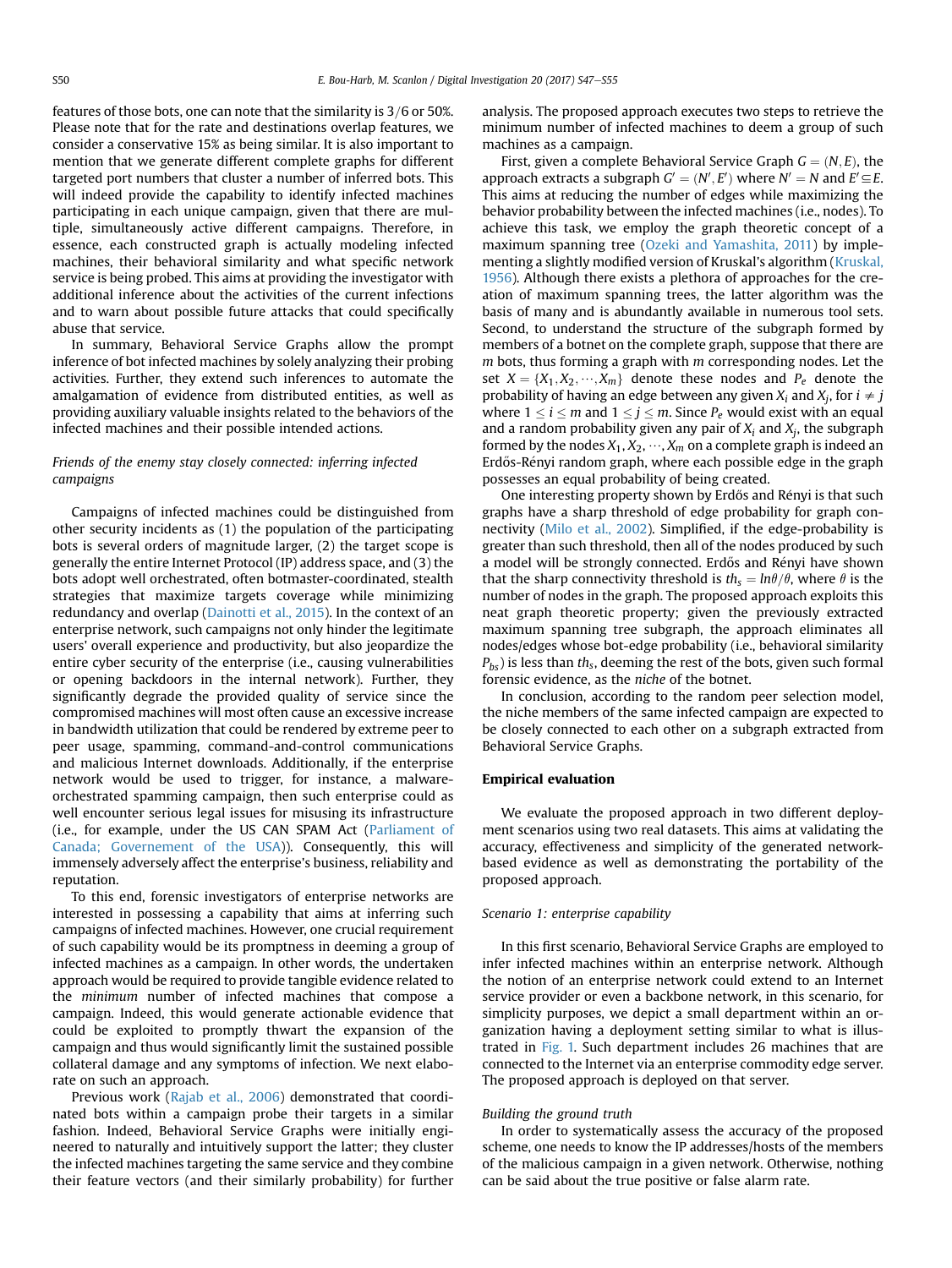features of those bots, one can note that the similarity is $3/6$ or 50%. Please note that for the rate and destinations overlap features, we consider a conservative 15% as being similar. It is also important to mention that we generate different complete graphs for different targeted port numbers that cluster a number of inferred bots. This will indeed provide the capability to identify infected machines participating in each unique campaign, given that there are multiple, simultaneously active different campaigns. Therefore, in essence, each constructed graph is actually modeling infected machines, their behavioral similarity and what specific network service is being probed. This aims at providing the investigator with additional inference about the activities of the current infections and to warn about possible future attacks that could specifically abuse that service.

In summary, Behavioral Service Graphs allow the prompt inference of bot infected machines by solely analyzing their probing activities. Further, they extend such inferences to automate the amalgamation of evidence from distributed entities, as well as providing auxiliary valuable insights related to the behaviors of the infected machines and their possible intended actions.

### *Friends of the enemy stay closely connected: inferring infected campaigns*

Campaigns of infected machines could be distinguished from other security incidents as (1) the population of the participating bots is several orders of magnitude larger, (2) the target scope is generally the entire Internet Protocol (IP) address space, and (3) the bots adopt well orchestrated, often botmaster-coordinated, stealth strategies that maximize targets coverage while minimizing redundancy and overlap (Dainotti et al., 2015). In the context of an enterprise network, such campaigns not only hinder the legitimate users' overall experience and productivity, but also jeopardize the entire cyber security of the enterprise (i.e., causing vulnerabilities or opening backdoors in the internal network). Further, they significantly degrade the provided quality of service since the compromised machines will most often cause an excessive increase in bandwidth utilization that could be rendered by extreme peer to peer usage, spamming, command-and-control communications and malicious Internet downloads. Additionally, if the enterprise network would be used to trigger, for instance, a malware-orchestrated spamming campaign, then such enterprise could as well encounter serious legal issues for misusing its infrastructure (i.e., for example, under the US CAN SPAM Act (Parliament of Canada; Governement of the USA)). Consequently, this will immensely adversely affect the enterprise's business, reliability and reputation.

To this end, forensic investigators of enterprise networks are interested in possessing a capability that aims at inferring such campaigns of infected machines. However, one crucial requirement of such capability would be its promptness in deeming a group of infected machines as a campaign. In other words, the undertaken approach would be required to provide tangible evidence related to the *minimum* number of infected machines that compose a campaign. Indeed, this would generate actionable evidence that could be exploited to promptly thwart the expansion of the campaign and thus would significantly limit the sustained possible collateral damage and any symptoms of infection. We next elaborate on such an approach.

Previous work (Rajab et al., 2006) demonstrated that coordinated bots within a campaign probe their targets in a similar fashion. Indeed, Behavioral Service Graphs were initially engineered to naturally and intuitively support the latter; they cluster the infected machines targeting the same service and they combine their feature vectors (and their similarly probability) for further analysis. The proposed approach executes two steps to retrieve the minimum number of infected machines to deem a group of such machines as a campaign.

First, given a complete Behavioral Service Graph $G = (N, E)$, the approach extracts a subgraph $G' = (N', E')$ where $N' = N$ and $E' \subseteq E$. This aims at reducing the number of edges while maximizing the behavior probability between the infected machines (i.e., nodes). To achieve this task, we employ the graph theoretic concept of a maximum spanning tree (Ozeki and Yamashita, 2011) by implementing a slightly modified version of Kruskal's algorithm (Kruskal, 1956). Although there exists a plethora of approaches for the creation of maximum spanning trees, the latter algorithm was the basis of many and is abundantly available in numerous tool sets. Second, to understand the structure of the subgraph formed by members of a botnet on the complete graph, suppose that there are $m$ bots, thus forming a graph with $m$ corresponding nodes. Let the set $X = \{X_1, X_2, \cdots, X_m\}$ denote these nodes and $P_e$ denote the probability of having an edge between any given $X_i$ and $X_j$, for $i \neq j$ where $1 \leq i \leq m$ and $1 \leq j \leq m$. Since $P_e$ would exist with an equal and a random probability given any pair of $X_i$ and $X_j$, the subgraph formed by the nodes $X_1, X_2, \cdots, X_m$ on a complete graph is indeed an Erdős-Rényi random graph, where each possible edge in the graph possesses an equal probability of being created.

One interesting property shown by Erdős and Rényi is that such graphs have a sharp threshold of edge probability for graph connectivity (Milo et al., 2002). Simplified, if the edge-probability is greater than such threshold, then all of the nodes produced by such a model will be strongly connected. Erdős and Rényi have shown that the sharp connectivity threshold is $th_s = ln\theta/\theta$, where $\theta$ is the number of nodes in the graph. The proposed approach exploits this neat graph theoretic property; given the previously extracted maximum spanning tree subgraph, the approach eliminates all nodes/edges whose bot-edge probability (i.e., behavioral similarity $P_{bs}$) is less than $th_s$, deeming the rest of the bots, given such formal forensic evidence, as the *niche* of the botnet.

In conclusion, according to the random peer selection model, the niche members of the same infected campaign are expected to be closely connected to each other on a subgraph extracted from Behavioral Service Graphs.

## Empirical evaluation

We evaluate the proposed approach in two different deployment scenarios using two real datasets. This aims at validating the accuracy, effectiveness and simplicity of the generated network-based evidence as well as demonstrating the portability of the proposed approach.

### *Scenario 1: enterprise capability*

In this first scenario, Behavioral Service Graphs are employed to infer infected machines within an enterprise network. Although the notion of an enterprise network could extend to an Internet service provider or even a backbone network, in this scenario, for simplicity purposes, we depict a small department within an organization having a deployment setting similar to what is illustrated in Fig. 1. Such department includes 26 machines that are connected to the Internet via an enterprise commodity edge server. The proposed approach is deployed on that server.

#### *Building the ground truth*

In order to systematically assess the accuracy of the proposed scheme, one needs to know the IP addresses/hosts of the members of the malicious campaign in a given network. Otherwise, nothing can be said about the true positive or false alarm rate.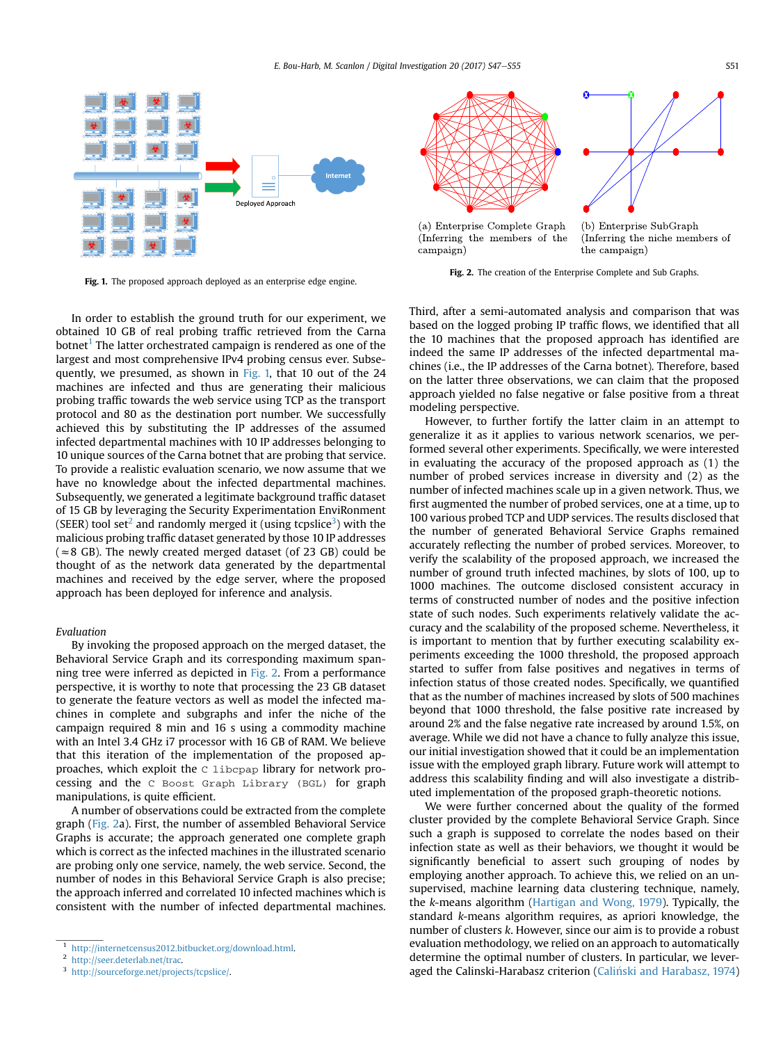Fig. 1. The proposed approach deployed as an enterprise edge engine.

(a) Enterprise Complete Graph (Inferring the members of the campaign)

(b) Enterprise SubGraph (Inferring the niche members of the campaign)

Fig. 2. The creation of the Enterprise Complete and Sub Graphs.

In order to establish the ground truth for our experiment, we obtained 10 GB of real probing traffic retrieved from the Carna botnet[1] The latter orchestrated campaign is rendered as one of the largest and most comprehensive IPv4 probing census ever. Subsequently, we presumed, as shown in Fig. 1, that 10 out of the 24 machines are infected and thus are generating their malicious probing traffic towards the web service using TCP as the transport protocol and 80 as the destination port number. We successfully achieved this by substituting the IP addresses of the assumed infected departmental machines with 10 IP addresses belonging to 10 unique sources of the Carna botnet that are probing that service. To provide a realistic evaluation scenario, we now assume that we have no knowledge about the infected departmental machines. Subsequently, we generated a legitimate background traffic dataset of 15 GB by leveraging the Security Experimentation EnviRonment (SEER) tool set[2] and randomly merged it (using tcpslice[3]) with the malicious probing traffic dataset generated by those 10 IP addresses ($\approx$8 GB). The newly created merged dataset (of 23 GB) could be thought of as the network data generated by the departmental machines and received by the edge server, where the proposed approach has been deployed for inference and analysis.

*Evaluation*

By invoking the proposed approach on the merged dataset, the Behavioral Service Graph and its corresponding maximum spanning tree were inferred as depicted in Fig. 2. From a performance perspective, it is worthy to note that processing the 23 GB dataset to generate the feature vectors as well as model the infected machines in complete and subgraphs and infer the niche of the campaign required 8 min and 16 s using a commodity machine with an Intel 3.4 GHz i7 processor with 16 GB of RAM. We believe that this iteration of the implementation of the proposed approaches, which exploit the `C libcpap` library for network processing and the `C Boost Graph Library (BGL)` for graph manipulations, is quite efficient.

A number of observations could be extracted from the complete graph (Fig. 2a). First, the number of assembled Behavioral Service Graphs is accurate; the approach generated one complete graph which is correct as the infected machines in the illustrated scenario are probing only one service, namely, the web service. Second, the number of nodes in this Behavioral Service Graph is also precise; the approach inferred and correlated 10 infected machines which is consistent with the number of infected departmental machines. Third, after a semi-automated analysis and comparison that was based on the logged probing IP traffic flows, we identified that all the 10 machines that the proposed approach has identified are indeed the same IP addresses of the infected departmental machines (i.e., the IP addresses of the Carna botnet). Therefore, based on the latter three observations, we can claim that the proposed approach yielded no false negative or false positive from a threat modeling perspective.

However, to further fortify the latter claim in an attempt to generalize it as it applies to various network scenarios, we performed several other experiments. Specifically, we were interested in evaluating the accuracy of the proposed approach as (1) the number of probed services increase in diversity and (2) as the number of infected machines scale up in a given network. Thus, we first augmented the number of probed services, one at a time, up to 100 various probed TCP and UDP services. The results disclosed that the number of generated Behavioral Service Graphs remained accurately reflecting the number of probed services. Moreover, to verify the scalability of the proposed approach, we increased the number of ground truth infected machines, by slots of 100, up to 1000 machines. The outcome disclosed consistent accuracy in terms of constructed number of nodes and the positive infection state of such nodes. Such experiments relatively validate the accuracy and the scalability of the proposed scheme. Nevertheless, it is important to mention that by further executing scalability experiments exceeding the 1000 threshold, the proposed approach started to suffer from false positives and negatives in terms of infection status of those created nodes. Specifically, we quantified that as the number of machines increased by slots of 500 machines beyond that 1000 threshold, the false positive rate increased by around 2% and the false negative rate increased by around 1.5%, on average. While we did not have a chance to fully analyze this issue, our initial investigation showed that it could be an implementation issue with the employed graph library. Future work will attempt to address this scalability finding and will also investigate a distributed implementation of the proposed graph-theoretic notions.

We were further concerned about the quality of the formed cluster provided by the complete Behavioral Service Graph. Since such a graph is supposed to correlate the nodes based on their infection state as well as their behaviors, we thought it would be significantly beneficial to assert such grouping of nodes by employing another approach. To achieve this, we relied on an unsupervised, machine learning data clustering technique, namely, the *k*-means algorithm (Hartigan and Wong, 1979). Typically, the standard *k*-means algorithm requires, as apriori knowledge, the number of clusters *k*. However, since our aim is to provide a robust evaluation methodology, we relied on an approach to automatically determine the optimal number of clusters. In particular, we leveraged the Calinski-Harabasz criterion (Caliński and Harabasz, 1974)

[1] http://internetcensus2012.bitbucket.org/download.html.
[2] http://seer.deterlab.net/trac.
[3] http://sourceforge.net/projects/tcpslice/.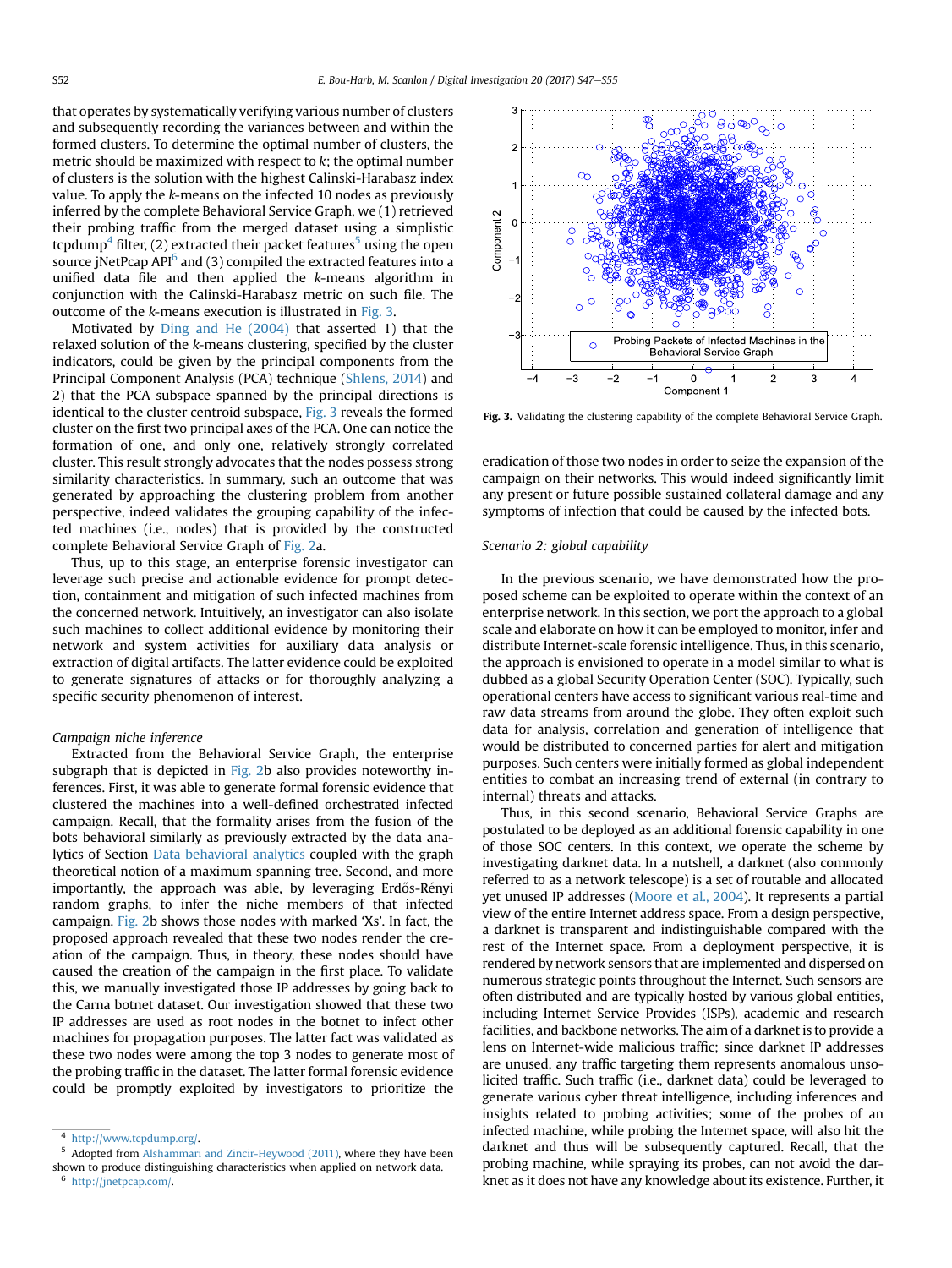that operates by systematically verifying various number of clusters and subsequently recording the variances between and within the formed clusters. To determine the optimal number of clusters, the metric should be maximized with respect to $k$; the optimal number of clusters is the solution with the highest Calinski-Harabasz index value. To apply the $k$-means on the infected 10 nodes as previously inferred by the complete Behavioral Service Graph, we (1) retrieved their probing traffic from the merged dataset using a simplistic tcpdump[4] filter, (2) extracted their packet features[5] using the open source jNetPcap API[6] and (3) compiled the extracted features into a unified data file and then applied the $k$-means algorithm in conjunction with the Calinski-Harabasz metric on such file. The outcome of the $k$-means execution is illustrated in Fig. 3.

Motivated by Ding and He (2004) that asserted 1) that the relaxed solution of the $k$-means clustering, specified by the cluster indicators, could be given by the principal components from the Principal Component Analysis (PCA) technique (Shlens, 2014) and 2) that the PCA subspace spanned by the principal directions is identical to the cluster centroid subspace, Fig. 3 reveals the formed cluster on the first two principal axes of the PCA. One can notice the formation of one, and only one, relatively strongly correlated cluster. This result strongly advocates that the nodes possess strong similarity characteristics. In summary, such an outcome that was generated by approaching the clustering problem from another perspective, indeed validates the grouping capability of the infected machines (i.e., nodes) that is provided by the constructed complete Behavioral Service Graph of Fig. 2a.

Thus, up to this stage, an enterprise forensic investigator can leverage such precise and actionable evidence for prompt detection, containment and mitigation of such infected machines from the concerned network. Intuitively, an investigator can also isolate such machines to collect additional evidence by monitoring their network and system activities for auxiliary data analysis or extraction of digital artifacts. The latter evidence could be exploited to generate signatures of attacks or for thoroughly analyzing a specific security phenomenon of interest.

*Campaign niche inference*

Extracted from the Behavioral Service Graph, the enterprise subgraph that is depicted in Fig. 2b also provides noteworthy inferences. First, it was able to generate formal forensic evidence that clustered the machines into a well-defined orchestrated infected campaign. Recall, that the formality arises from the fusion of the bots behavioral similarly as previously extracted by the data analytics of Section Data behavioral analytics coupled with the graph theoretical notion of a maximum spanning tree. Second, and more importantly, the approach was able, by leveraging Erdős-Rényi random graphs, to infer the niche members of that infected campaign. Fig. 2b shows those nodes with marked 'Xs'. In fact, the proposed approach revealed that these two nodes render the creation of the campaign. Thus, in theory, these nodes should have caused the creation of the campaign in the first place. To validate this, we manually investigated those IP addresses by going back to the Carna botnet dataset. Our investigation showed that these two IP addresses are used as root nodes in the botnet to infect other machines for propagation purposes. The latter fact was validated as these two nodes were among the top 3 nodes to generate most of the probing traffic in the dataset. The latter formal forensic evidence could be promptly exploited by investigators to prioritize the eradication of those two nodes in order to seize the expansion of the campaign on their networks. This would indeed significantly limit any present or future possible sustained collateral damage and any symptoms of infection that could be caused by the infected bots.

Component 2
3
2
1
0
−1
−2
−3
−4
−3
−2
−1
0
1
2
3
4
Component 1
Probing Packets of Infected Machines in the Behavioral Service Graph

**Fig. 3.** Validating the clustering capability of the complete Behavioral Service Graph.

*Scenario 2: global capability*

In the previous scenario, we have demonstrated how the proposed scheme can be exploited to operate within the context of an enterprise network. In this section, we port the approach to a global scale and elaborate on how it can be employed to monitor, infer and distribute Internet-scale forensic intelligence. Thus, in this scenario, the approach is envisioned to operate in a model similar to what is dubbed as a global Security Operation Center (SOC). Typically, such operational centers have access to significant various real-time and raw data streams from around the globe. They often exploit such data for analysis, correlation and generation of intelligence that would be distributed to concerned parties for alert and mitigation purposes. Such centers were initially formed as global independent entities to combat an increasing trend of external (in contrary to internal) threats and attacks.

Thus, in this second scenario, Behavioral Service Graphs are postulated to be deployed as an additional forensic capability in one of those SOC centers. In this context, we operate the scheme by investigating darknet data. In a nutshell, a darknet (also commonly referred to as a network telescope) is a set of routable and allocated yet unused IP addresses (Moore et al., 2004). It represents a partial view of the entire Internet address space. From a design perspective, a darknet is transparent and indistinguishable compared with the rest of the Internet space. From a deployment perspective, it is rendered by network sensors that are implemented and dispersed on numerous strategic points throughout the Internet. Such sensors are often distributed and are typically hosted by various global entities, including Internet Service Provides (ISPs), academic and research facilities, and backbone networks. The aim of a darknet is to provide a lens on Internet-wide malicious traffic; since darknet IP addresses are unused, any traffic targeting them represents anomalous unsolicited traffic. Such traffic (i.e., darknet data) could be leveraged to generate various cyber threat intelligence, including inferences and insights related to probing activities; some of the probes of an infected machine, while probing the Internet space, will also hit the darknet and thus will be subsequently captured. Recall, that the probing machine, while spraying its probes, can not avoid the darknet as it does not have any knowledge about its existence. Further, it

[4] http://www.tcpdump.org/.

[5] Adopted from Alshammari and Zincir-Heywood (2011), where they have been shown to produce distinguishing characteristics when applied on network data.

[6] http://jnetpcap.com/.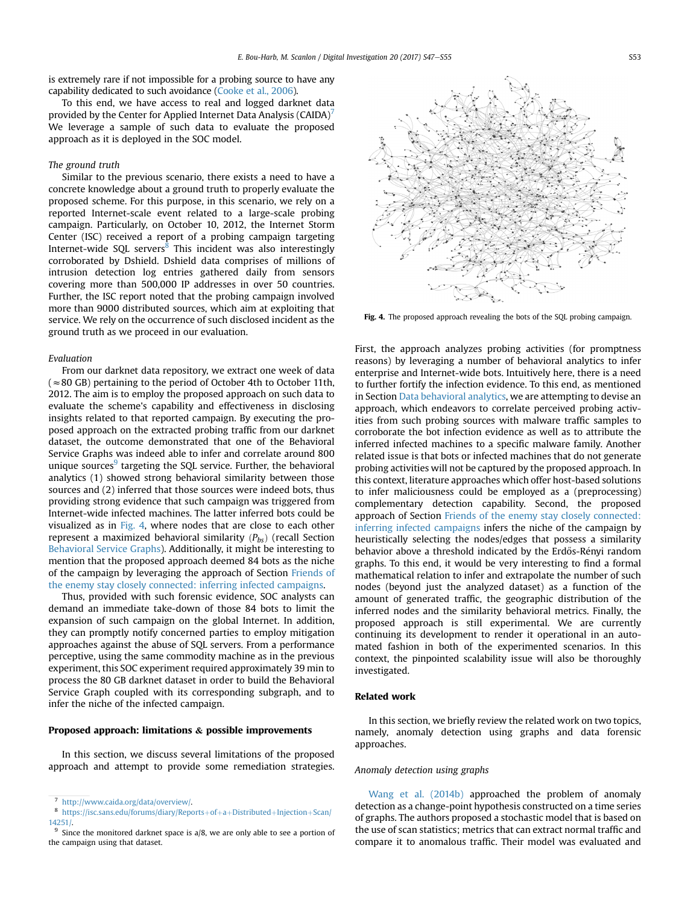is extremely rare if not impossible for a probing source to have any capability dedicated to such avoidance (Cooke et al., 2006).

To this end, we have access to real and logged darknet data provided by the Center for Applied Internet Data Analysis (CAIDA)[7] We leverage a sample of such data to evaluate the proposed approach as it is deployed in the SOC model.

*The ground truth*

Similar to the previous scenario, there exists a need to have a concrete knowledge about a ground truth to properly evaluate the proposed scheme. For this purpose, in this scenario, we rely on a reported Internet-scale event related to a large-scale probing campaign. Particularly, on October 10, 2012, the Internet Storm Center (ISC) received a report of a probing campaign targeting Internet-wide SQL servers[8] This incident was also interestingly corroborated by Dshield. Dshield data comprises of millions of intrusion detection log entries gathered daily from sensors covering more than 500,000 IP addresses in over 50 countries. Further, the ISC report noted that the probing campaign involved more than 9000 distributed sources, which aim at exploiting that service. We rely on the occurrence of such disclosed incident as the ground truth as we proceed in our evaluation.

*Evaluation*

From our darknet data repository, we extract one week of data ($\approx$80 GB) pertaining to the period of October 4th to October 11th, 2012. The aim is to employ the proposed approach on such data to evaluate the scheme's capability and effectiveness in disclosing insights related to that reported campaign. By executing the proposed approach on the extracted probing traffic from our darknet dataset, the outcome demonstrated that one of the Behavioral Service Graphs was indeed able to infer and correlate around 800 unique sources[9] targeting the SQL service. Further, the behavioral analytics (1) showed strong behavioral similarity between those sources and (2) inferred that those sources were indeed bots, thus providing strong evidence that such campaign was triggered from Internet-wide infected machines. The latter inferred bots could be visualized as in Fig. 4, where nodes that are close to each other represent a maximized behavioral similarity ($P_{bs}$) (recall Section Behavioral Service Graphs). Additionally, it might be interesting to mention that the proposed approach deemed 84 bots as the niche of the campaign by leveraging the approach of Section Friends of the enemy stay closely connected: inferring infected campaigns.

Thus, provided with such forensic evidence, SOC analysts can demand an immediate take-down of those 84 bots to limit the expansion of such campaign on the global Internet. In addition, they can promptly notify concerned parties to employ mitigation approaches against the abuse of SQL servers. From a performance perceptive, using the same commodity machine as in the previous experiment, this SOC experiment required approximately 39 min to process the 80 GB darknet dataset in order to build the Behavioral Service Graph coupled with its corresponding subgraph, and to infer the niche of the infected campaign.

## Proposed approach: limitations & possible improvements

In this section, we discuss several limitations of the proposed approach and attempt to provide some remediation strategies.

Fig. 4. The proposed approach revealing the bots of the SQL probing campaign.

First, the approach analyzes probing activities (for promptness reasons) by leveraging a number of behavioral analytics to infer enterprise and Internet-wide bots. Intuitively here, there is a need to further fortify the infection evidence. To this end, as mentioned in Section Data behavioral analytics, we are attempting to devise an approach, which endeavors to correlate perceived probing activities from such probing sources with malware traffic samples to corroborate the bot infection evidence as well as to attribute the inferred infected machines to a specific malware family. Another related issue is that bots or infected machines that do not generate probing activities will not be captured by the proposed approach. In this context, literature approaches which offer host-based solutions to infer maliciousness could be employed as a (preprocessing) complementary detection capability. Second, the proposed approach of Section Friends of the enemy stay closely connected: inferring infected campaigns infers the niche of the campaign by heuristically selecting the nodes/edges that possess a similarity behavior above a threshold indicated by the Erdős-Rényi random graphs. To this end, it would be very interesting to find a formal mathematical relation to infer and extrapolate the number of such nodes (beyond just the analyzed dataset) as a function of the amount of generated traffic, the geographic distribution of the inferred nodes and the similarity behavioral metrics. Finally, the proposed approach is still experimental. We are currently continuing its development to render it operational in an automated fashion in both of the experimented scenarios. In this context, the pinpointed scalability issue will also be thoroughly investigated.

## Related work

In this section, we briefly review the related work on two topics, namely, anomaly detection using graphs and data forensic approaches.

*Anomaly detection using graphs*

Wang et al. (2014b) approached the problem of anomaly detection as a change-point hypothesis constructed on a time series of graphs. The authors proposed a stochastic model that is based on the use of scan statistics; metrics that can extract normal traffic and compare it to anomalous traffic. Their model was evaluated and

[7] http://www.caida.org/data/overview/.

[8] https://isc.sans.edu/forums/diary/Reports+of+a+Distributed+Injection+Scan/14251/.

[9] Since the monitored darknet space is a/8, we are only able to see a portion of the campaign using that dataset.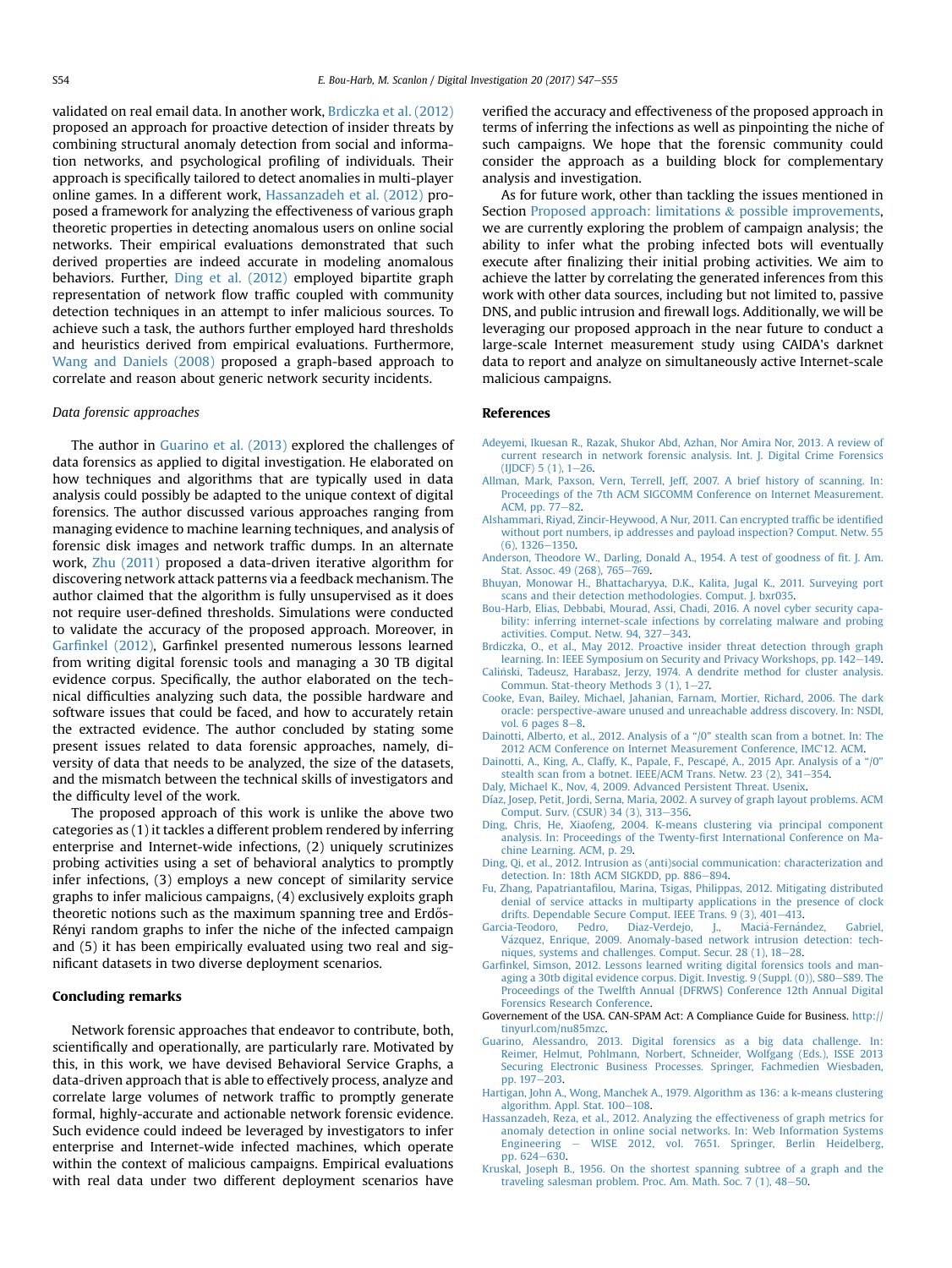validated on real email data. In another work, Brdiczka et al. (2012) proposed an approach for proactive detection of insider threats by combining structural anomaly detection from social and information networks, and psychological profiling of individuals. Their approach is specifically tailored to detect anomalies in multi-player online games. In a different work, Hassanzadeh et al. (2012) proposed a framework for analyzing the effectiveness of various graph theoretic properties in detecting anomalous users on online social networks. Their empirical evaluations demonstrated that such derived properties are indeed accurate in modeling anomalous behaviors. Further, Ding et al. (2012) employed bipartite graph representation of network flow traffic coupled with community detection techniques in an attempt to infer malicious sources. To achieve such a task, the authors further employed hard thresholds and heuristics derived from empirical evaluations. Furthermore, Wang and Daniels (2008) proposed a graph-based approach to correlate and reason about generic network security incidents.

### *Data forensic approaches*

The author in Guarino et al. (2013) explored the challenges of data forensics as applied to digital investigation. He elaborated on how techniques and algorithms that are typically used in data analysis could possibly be adapted to the unique context of digital forensics. The author discussed various approaches ranging from managing evidence to machine learning techniques, and analysis of forensic disk images and network traffic dumps. In an alternate work, Zhu (2011) proposed a data-driven iterative algorithm for discovering network attack patterns via a feedback mechanism. The author claimed that the algorithm is fully unsupervised as it does not require user-defined thresholds. Simulations were conducted to validate the accuracy of the proposed approach. Moreover, in Garfinkel (2012), Garfinkel presented numerous lessons learned from writing digital forensic tools and managing a 30 TB digital evidence corpus. Specifically, the author elaborated on the technical difficulties analyzing such data, the possible hardware and software issues that could be faced, and how to accurately retain the extracted evidence. The author concluded by stating some present issues related to data forensic approaches, namely, diversity of data that needs to be analyzed, the size of the datasets, and the mismatch between the technical skills of investigators and the difficulty level of the work.

The proposed approach of this work is unlike the above two categories as (1) it tackles a different problem rendered by inferring enterprise and Internet-wide infections, (2) uniquely scrutinizes probing activities using a set of behavioral analytics to promptly infer infections, (3) employs a new concept of similarity service graphs to infer malicious campaigns, (4) exclusively exploits graph theoretic notions such as the maximum spanning tree and Erdős-Rényi random graphs to infer the niche of the infected campaign and (5) it has been empirically evaluated using two real and significant datasets in two diverse deployment scenarios.

## Concluding remarks

Network forensic approaches that endeavor to contribute, both, scientifically and operationally, are particularly rare. Motivated by this, in this work, we have devised Behavioral Service Graphs, a data-driven approach that is able to effectively process, analyze and correlate large volumes of network traffic to promptly generate formal, highly-accurate and actionable network forensic evidence. Such evidence could indeed be leveraged by investigators to infer enterprise and Internet-wide infected machines, which operate within the context of malicious campaigns. Empirical evaluations with real data under two different deployment scenarios have verified the accuracy and effectiveness of the proposed approach in terms of inferring the infections as well as pinpointing the niche of such campaigns. We hope that the forensic community could consider the approach as a building block for complementary analysis and investigation.

As for future work, other than tackling the issues mentioned in Section Proposed approach: limitations & possible improvements, we are currently exploring the problem of campaign analysis; the ability to infer what the probing infected bots will eventually execute after finalizing their initial probing activities. We aim to achieve the latter by correlating the generated inferences from this work with other data sources, including but not limited to, passive DNS, and public intrusion and firewall logs. Additionally, we will be leveraging our proposed approach in the near future to conduct a large-scale Internet measurement study using CAIDA's darknet data to report and analyze on simultaneously active Internet-scale malicious campaigns.

## References

- Adeyemi, Ikuesan R., Razak, Shukor Abd, Azhan, Nor Amira Nor, 2013. A review of current research in network forensic analysis. Int. J. Digital Crime Forensics (IJDCF) 5 (1), 1–26.
- Allman, Mark, Paxson, Vern, Terrell, Jeff, 2007. A brief history of scanning. In: Proceedings of the 7th ACM SIGCOMM Conference on Internet Measurement. ACM, pp. 77–82.
- Alshammari, Riyad, Zincir-Heywood, A Nur, 2011. Can encrypted traffic be identified without port numbers, ip addresses and payload inspection? Comput. Netw. 55 (6), 1326–1350.
- Anderson, Theodore W., Darling, Donald A., 1954. A test of goodness of fit. J. Am. Stat. Assoc. 49 (268), 765–769.
- Bhuyan, Monowar H., Bhattacharyya, D.K., Kalita, Jugal K., 2011. Surveying port scans and their detection methodologies. Comput. J. bxr035.
- Bou-Harb, Elias, Debbabi, Mourad, Assi, Chadi, 2016. A novel cyber security capability: inferring internet-scale infections by correlating malware and probing activities. Comput. Netw. 94, 327–343.
- Brdiczka, O., et al., May 2012. Proactive insider threat detection through graph learning. In: IEEE Symposium on Security and Privacy Workshops, pp. 142–149.
- Caliński, Tadeusz, Harabasz, Jerzy, 1974. A dendrite method for cluster analysis. Commun. Stat-theory Methods 3 (1), 1–27.
- Cooke, Evan, Bailey, Michael, Jahanian, Farnam, Mortier, Richard, 2006. The dark oracle: perspective-aware unused and unreachable address discovery. In: NSDI, vol. 6 pages 8–8.
- Dainotti, Alberto, et al., 2012. Analysis of a "/0" stealth scan from a botnet. In: The 2012 ACM Conference on Internet Measurement Conference, IMC'12. ACM.
- Dainotti, A., King, A., Claffy, K., Papale, F., Pescapé, A., 2015 Apr. Analysis of a "/0" stealth scan from a botnet. IEEE/ACM Trans. Netw. 23 (2), 341–354.
- Daly, Michael K., Nov, 4, 2009. Advanced Persistent Threat. Usenix.
- Díaz, Josep, Petit, Jordi, Serna, Maria, 2002. A survey of graph layout problems. ACM Comput. Surv. (CSUR) 34 (3), 313–356.
- Ding, Chris, He, Xiaofeng, 2004. K-means clustering via principal component analysis. In: Proceedings of the Twenty-first International Conference on Machine Learning. ACM, p. 29.
- Ding, Qi, et al., 2012. Intrusion as (anti)social communication: characterization and detection. In: 18th ACM SIGKDD, pp. 886–894.
- Fu, Zhang, Papatriantafilou, Marina, Tsigas, Philippas, 2012. Mitigating distributed denial of service attacks in multiparty applications in the presence of clock drifts. Dependable Secure Comput. IEEE Trans. 9 (3), 401–413.
- Garcia-Teodoro, Pedro, Diaz-Verdejo, J., Maciá-Fernández, Gabriel, Vázquez, Enrique, 2009. Anomaly-based network intrusion detection: techniques, systems and challenges. Comput. Secur. 28 (1), 18–28.
- Garfinkel, Simson, 2012. Lessons learned writing digital forensics tools and managing a 30tb digital evidence corpus. Digit. Investig. 9 (Suppl. (0)), S80–S89. The Proceedings of the Twelfth Annual {DFRWS} Conference 12th Annual Digital Forensics Research Conference.
- Governement of the USA. CAN-SPAM Act: A Compliance Guide for Business. http://tinyurl.com/nu85mzc.
- Guarino, Alessandro, 2013. Digital forensics as a big data challenge. In: Reimer, Helmut, Pohlmann, Norbert, Schneider, Wolfgang (Eds.), ISSE 2013 Securing Electronic Business Processes. Springer, Fachmedien Wiesbaden, pp. 197–203.
- Hartigan, John A., Wong, Manchek A., 1979. Algorithm as 136: a k-means clustering algorithm. Appl. Stat. 100–108.
- Hassanzadeh, Reza, et al., 2012. Analyzing the effectiveness of graph metrics for anomaly detection in online social networks. In: Web Information Systems Engineering – WISE 2012, vol. 7651. Springer, Berlin Heidelberg, pp. 624–630.
- Kruskal, Joseph B., 1956. On the shortest spanning subtree of a graph and the traveling salesman problem. Proc. Am. Math. Soc. 7 (1), 48–50.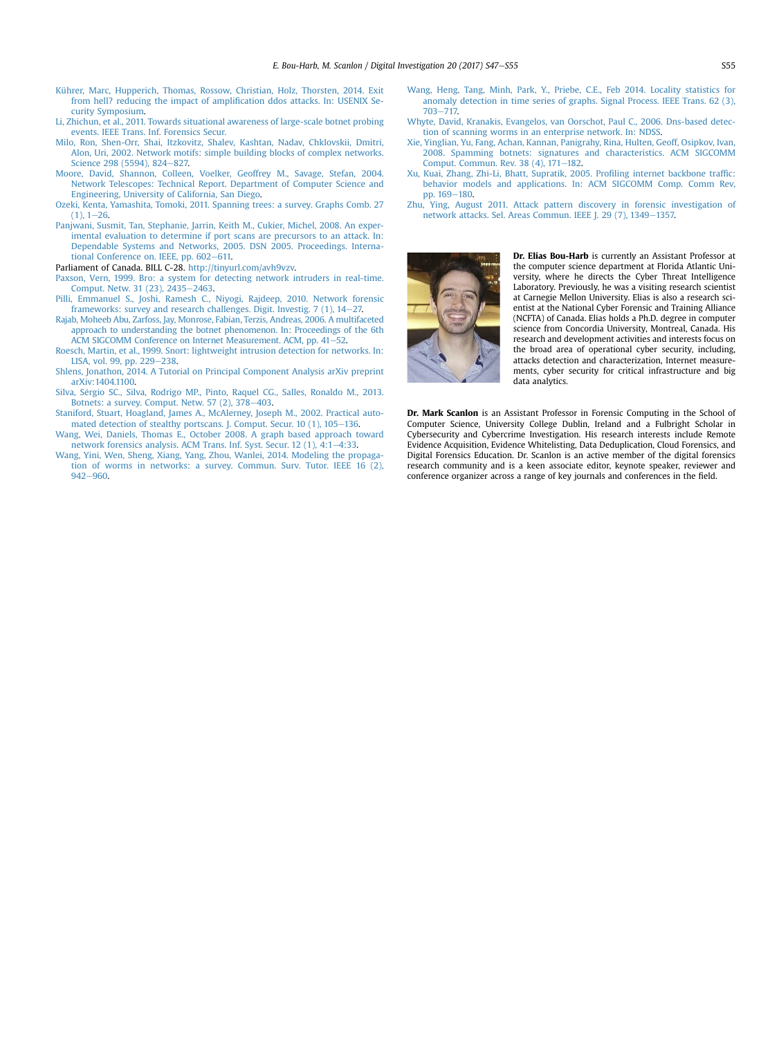Kührer, Marc, Hupperich, Thomas, Rossow, Christian, Holz, Thorsten, 2014. Exit from hell? reducing the impact of amplification ddos attacks. In: USENIX Security Symposium.

Li, Zhichun, et al., 2011. Towards situational awareness of large-scale botnet probing events. IEEE Trans. Inf. Forensics Secur.

Milo, Ron, Shen-Orr, Shai, Itzkovitz, Shalev, Kashtan, Nadav, Chklovskii, Dmitri, Alon, Uri, 2002. Network motifs: simple building blocks of complex networks. Science 298 (5594), 824–827.

Moore, David, Shannon, Colleen, Voelker, Geoffrey M., Savage, Stefan, 2004. Network Telescopes: Technical Report. Department of Computer Science and Engineering, University of California, San Diego.

Ozeki, Kenta, Yamashita, Tomoki, 2011. Spanning trees: a survey. Graphs Comb. 27 (1), 1–26.

Panjwani, Susmit, Tan, Stephanie, Jarrin, Keith M., Cukier, Michel, 2008. An experimental evaluation to determine if port scans are precursors to an attack. In: Dependable Systems and Networks, 2005. DSN 2005. Proceedings. International Conference on. IEEE, pp. 602–611.

Parliament of Canada. BILL C-28. http://tinyurl.com/avh9vzv.

Paxson, Vern, 1999. Bro: a system for detecting network intruders in real-time. Comput. Netw. 31 (23), 2435–2463.

Pilli, Emmanuel S., Joshi, Ramesh C., Niyogi, Rajdeep, 2010. Network forensic frameworks: survey and research challenges. Digit. Investig. 7 (1), 14–27.

Rajab, Moheeb Abu, Zarfoss, Jay, Monrose, Fabian, Terzis, Andreas, 2006. A multifaceted approach to understanding the botnet phenomenon. In: Proceedings of the 6th ACM SIGCOMM Conference on Internet Measurement. ACM, pp. 41–52.

Roesch, Martin, et al., 1999. Snort: lightweight intrusion detection for networks. In: LISA, vol. 99, pp. 229–238.

Shlens, Jonathon, 2014. A Tutorial on Principal Component Analysis arXiv preprint arXiv:1404.1100.

Silva, Sérgio SC., Silva, Rodrigo MP., Pinto, Raquel CG., Salles, Ronaldo M., 2013. Botnets: a survey. Comput. Netw. 57 (2), 378–403.

Staniford, Stuart, Hoagland, James A., McAlerney, Joseph M., 2002. Practical automated detection of stealthy portscans. J. Comput. Secur. 10 (1), 105–136.

Wang, Wei, Daniels, Thomas E., October 2008. A graph based approach toward network forensics analysis. ACM Trans. Inf. Syst. Secur. 12 (1), 4:1–4:33.

Wang, Yini, Wen, Sheng, Xiang, Yang, Zhou, Wanlei, 2014. Modeling the propagation of worms in networks: a survey. Commun. Surv. Tutor. IEEE 16 (2), 942–960.

Wang, Heng, Tang, Minh, Park, Y., Priebe, C.E., Feb 2014. Locality statistics for anomaly detection in time series of graphs. Signal Process. IEEE Trans. 62 (3), 703–717.

Whyte, David, Kranakis, Evangelos, van Oorschot, Paul C., 2006. Dns-based detection of scanning worms in an enterprise network. In: NDSS.

Xie, Yinglian, Yu, Fang, Achan, Kannan, Panigrahy, Rina, Hulten, Geoff, Osipkov, Ivan, 2008. Spamming botnets: signatures and characteristics. ACM SIGCOMM Comput. Commun. Rev. 38 (4), 171–182.

Xu, Kuai, Zhang, Zhi-Li, Bhatt, Supratik, 2005. Profiling internet backbone traffic: behavior models and applications. In: ACM SIGCOMM Comp. Comm Rev, pp. 169–180.

Zhu, Ying, August 2011. Attack pattern discovery in forensic investigation of network attacks. Sel. Areas Commun. IEEE J. 29 (7), 1349–1357.

**Dr. Elias Bou-Harb** is currently an Assistant Professor at the computer science department at Florida Atlantic University, where he directs the Cyber Threat Intelligence Laboratory. Previously, he was a visiting research scientist at Carnegie Mellon University. Elias is also a research scientist at the National Cyber Forensic and Training Alliance (NCFTA) of Canada. Elias holds a Ph.D. degree in computer science from Concordia University, Montreal, Canada. His research and development activities and interests focus on the broad area of operational cyber security, including, attacks detection and characterization, Internet measurements, cyber security for critical infrastructure and big data analytics.

**Dr. Mark Scanlon** is an Assistant Professor in Forensic Computing in the School of Computer Science, University College Dublin, Ireland and a Fulbright Scholar in Cybersecurity and Cybercrime Investigation. His research interests include Remote Evidence Acquisition, Evidence Whitelisting, Data Deduplication, Cloud Forensics, and Digital Forensics Education. Dr. Scanlon is an active member of the digital forensics research community and is a keen associate editor, keynote speaker, reviewer and conference organizer across a range of key journals and conferences in the field.